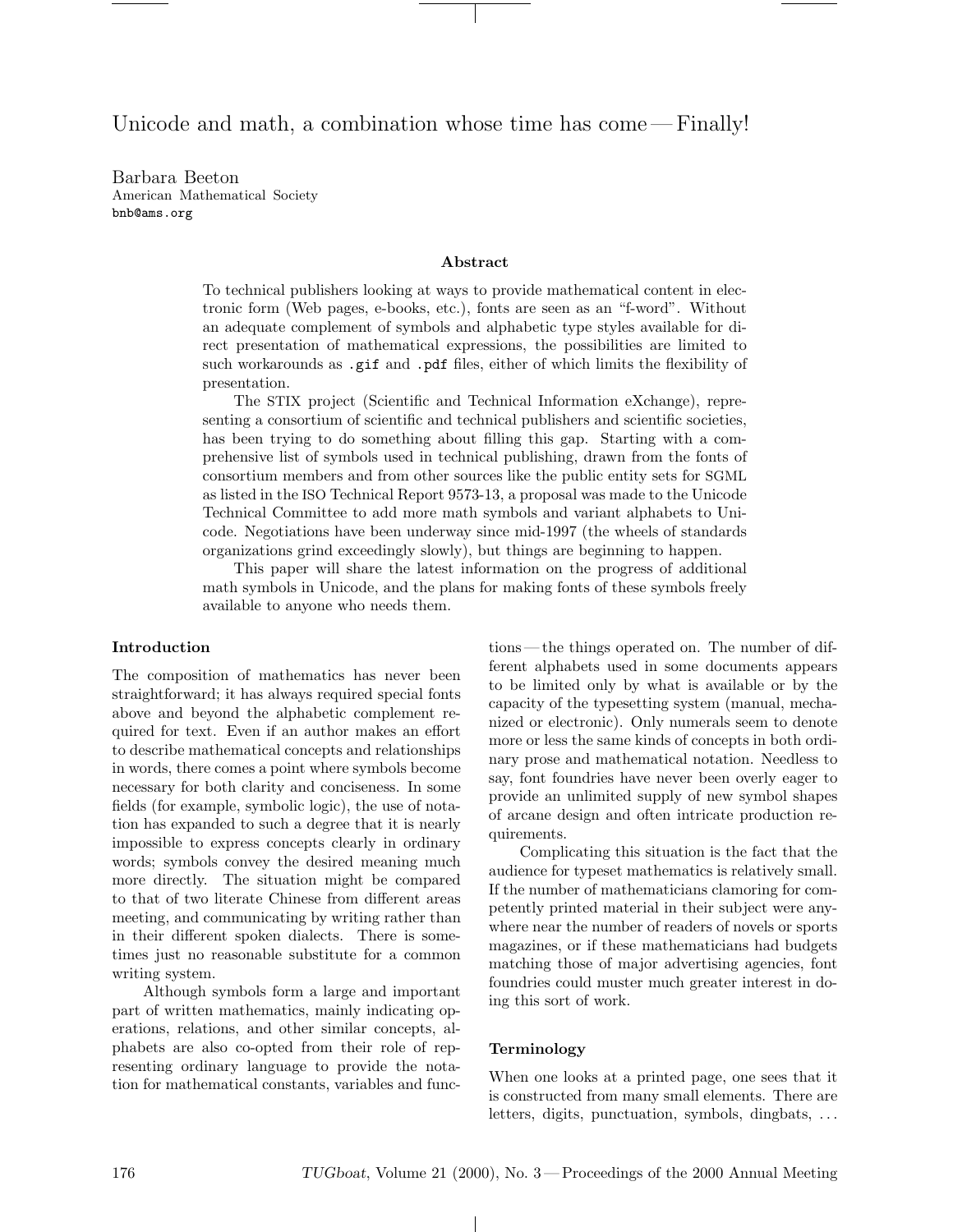# Unicode and math, a combination whose time has come — Finally!

Barbara Beeton
American Mathematical Society
bnb@ams.org

### Abstract

To technical publishers looking at ways to provide mathematical content in electronic form (Web pages, e-books, etc.), fonts are seen as an "f-word". Without an adequate complement of symbols and alphabetic type styles available for direct presentation of mathematical expressions, the possibilities are limited to such workarounds as `.gif` and `.pdf` files, either of which limits the flexibility of presentation.

The STIX project (Scientific and Technical Information eXchange), representing a consortium of scientific and technical publishers and scientific societies, has been trying to do something about filling this gap. Starting with a comprehensive list of symbols used in technical publishing, drawn from the fonts of consortium members and from other sources like the public entity sets for SGML as listed in the ISO Technical Report 9573-13, a proposal was made to the Unicode Technical Committee to add more math symbols and variant alphabets to Unicode. Negotiations have been underway since mid-1997 (the wheels of standards organizations grind exceedingly slowly), but things are beginning to happen.

This paper will share the latest information on the progress of additional math symbols in Unicode, and the plans for making fonts of these symbols freely available to anyone who needs them.

## Introduction

The composition of mathematics has never been straightforward; it has always required special fonts above and beyond the alphabetic complement required for text. Even if an author makes an effort to describe mathematical concepts and relationships in words, there comes a point where symbols become necessary for both clarity and conciseness. In some fields (for example, symbolic logic), the use of notation has expanded to such a degree that it is nearly impossible to express concepts clearly in ordinary words; symbols convey the desired meaning much more directly. The situation might be compared to that of two literate Chinese from different areas meeting, and communicating by writing rather than in their different spoken dialects. There is sometimes just no reasonable substitute for a common writing system.

Although symbols form a large and important part of written mathematics, mainly indicating operations, relations, and other similar concepts, alphabets are also co-opted from their role of representing ordinary language to provide the notation for mathematical constants, variables and functions — the things operated on. The number of different alphabets used in some documents appears to be limited only by what is available or by the capacity of the typesetting system (manual, mechanized or electronic). Only numerals seem to denote more or less the same kinds of concepts in both ordinary prose and mathematical notation. Needless to say, font foundries have never been overly eager to provide an unlimited supply of new symbol shapes of arcane design and often intricate production requirements.

Complicating this situation is the fact that the audience for typeset mathematics is relatively small. If the number of mathematicians clamoring for competently printed material in their subject were anywhere near the number of readers of novels or sports magazines, or if these mathematicians had budgets matching those of major advertising agencies, font foundries could muster much greater interest in doing this sort of work.

## Terminology

When one looks at a printed page, one sees that it is constructed from many small elements. There are letters, digits, punctuation, symbols, dingbats, ...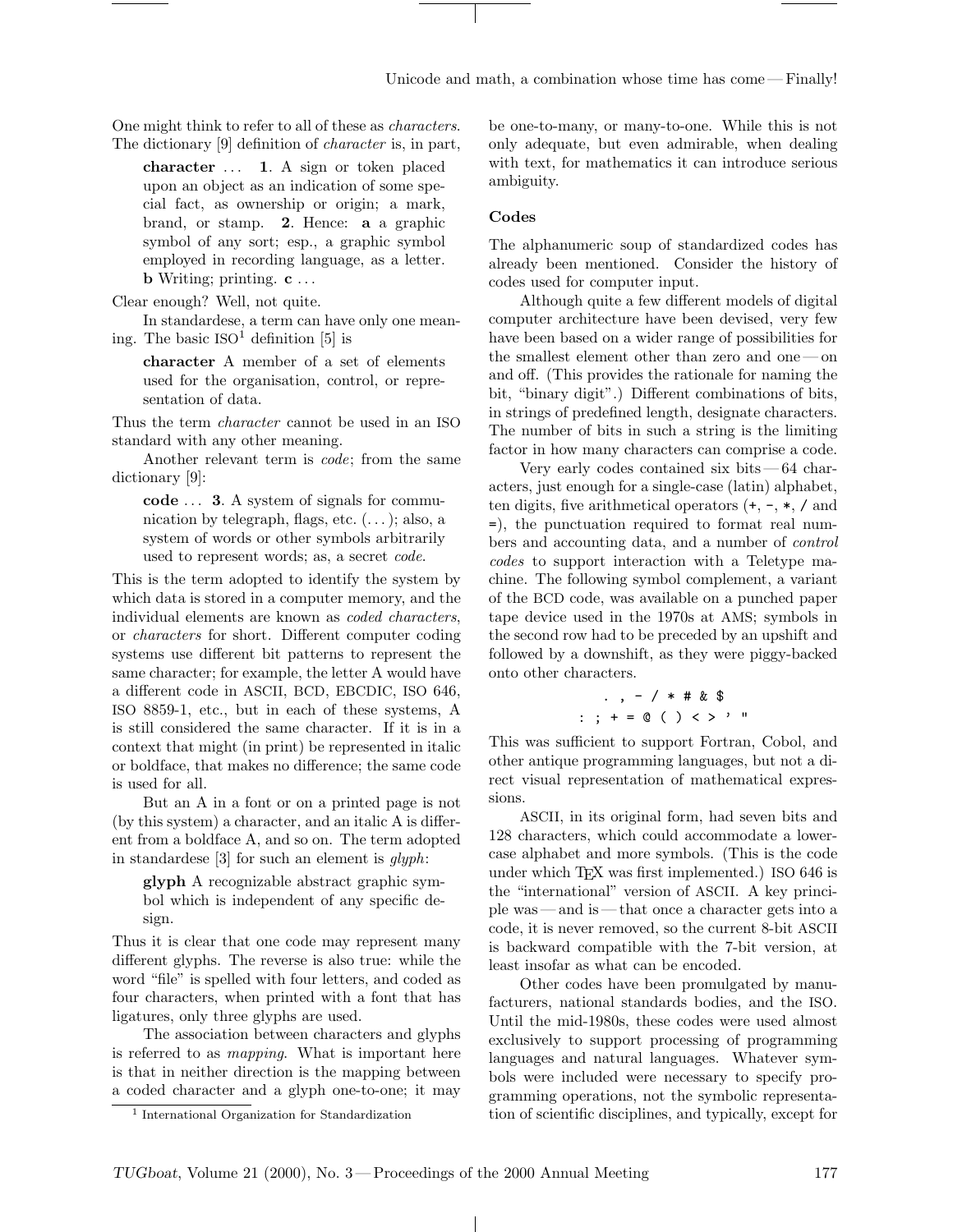One might think to refer to all of these as *characters*. The dictionary [9] definition of *character* is, in part,

> **character** ... **1**. A sign or token placed upon an object as an indication of some special fact, as ownership or origin; a mark, brand, or stamp. **2**. Hence: **a** a graphic symbol of any sort; esp., a graphic symbol employed in recording language, as a letter. **b** Writing; printing. **c** ...

Clear enough? Well, not quite.

In standardese, a term can have only one meaning. The basic ISO[1] definition [5] is

> **character** A member of a set of elements used for the organisation, control, or representation of data.

Thus the term *character* cannot be used in an ISO standard with any other meaning.

Another relevant term is *code*; from the same dictionary [9]:

> **code** ... **3**. A system of signals for communication by telegraph, flags, etc. (...); also, a system of words or other symbols arbitrarily used to represent words; as, a secret *code*.

This is the term adopted to identify the system by which data is stored in a computer memory, and the individual elements are known as *coded characters*, or *characters* for short. Different computer coding systems use different bit patterns to represent the same character; for example, the letter A would have a different code in ASCII, BCD, EBCDIC, ISO 646, ISO 8859-1, etc., but in each of these systems, A is still considered the same character. If it is in a context that might (in print) be represented in italic or boldface, that makes no difference; the same code is used for all.

But an A in a font or on a printed page is not (by this system) a character, and an italic A is different from a boldface A, and so on. The term adopted in standardese [3] for such an element is *glyph*:

> **glyph** A recognizable abstract graphic symbol which is independent of any specific design.

Thus it is clear that one code may represent many different glyphs. The reverse is also true: while the word "file" is spelled with four letters, and coded as four characters, when printed with a font that has ligatures, only three glyphs are used.

The association between characters and glyphs is referred to as *mapping*. What is important here is that in neither direction is the mapping between a coded character and a glyph one-to-one; it may be one-to-many, or many-to-one. While this is not only adequate, but even admirable, when dealing with text, for mathematics it can introduce serious ambiguity.

[1] International Organization for Standardization

## Codes

The alphanumeric soup of standardized codes has already been mentioned. Consider the history of codes used for computer input.

Although quite a few different models of digital computer architecture have been devised, very few have been based on a wider range of possibilities for the smallest element other than zero and one — on and off. (This provides the rationale for naming the bit, "binary digit".) Different combinations of bits, in strings of predefined length, designate characters. The number of bits in such a string is the limiting factor in how many characters can comprise a code.

Very early codes contained six bits — 64 characters, just enough for a single-case (latin) alphabet, ten digits, five arithmetical operators (`+`, `-`, `*`, `/` and `=`), the punctuation required to format real numbers and accounting data, and a number of *control codes* to support interaction with a Teletype machine. The following symbol complement, a variant of the BCD code, was available on a punched paper tape device used in the 1970s at AMS; symbols in the second row had to be preceded by an upshift and followed by a downshift, as they were piggy-backed onto other characters.

```
. , - / * # & $
: ; + = @ ( ) < > ' "
```

This was sufficient to support Fortran, Cobol, and other antique programming languages, but not a direct visual representation of mathematical expressions.

ASCII, in its original form, had seven bits and 128 characters, which could accommodate a lowercase alphabet and more symbols. (This is the code under which TeX was first implemented.) ISO 646 is the "international" version of ASCII. A key principle was — and is — that once a character gets into a code, it is never removed, so the current 8-bit ASCII is backward compatible with the 7-bit version, at least insofar as what can be encoded.

Other codes have been promulgated by manufacturers, national standards bodies, and the ISO. Until the mid-1980s, these codes were used almost exclusively to support processing of programming languages and natural languages. Whatever symbols were included were necessary to specify programming operations, not the symbolic representation of scientific disciplines, and typically, except for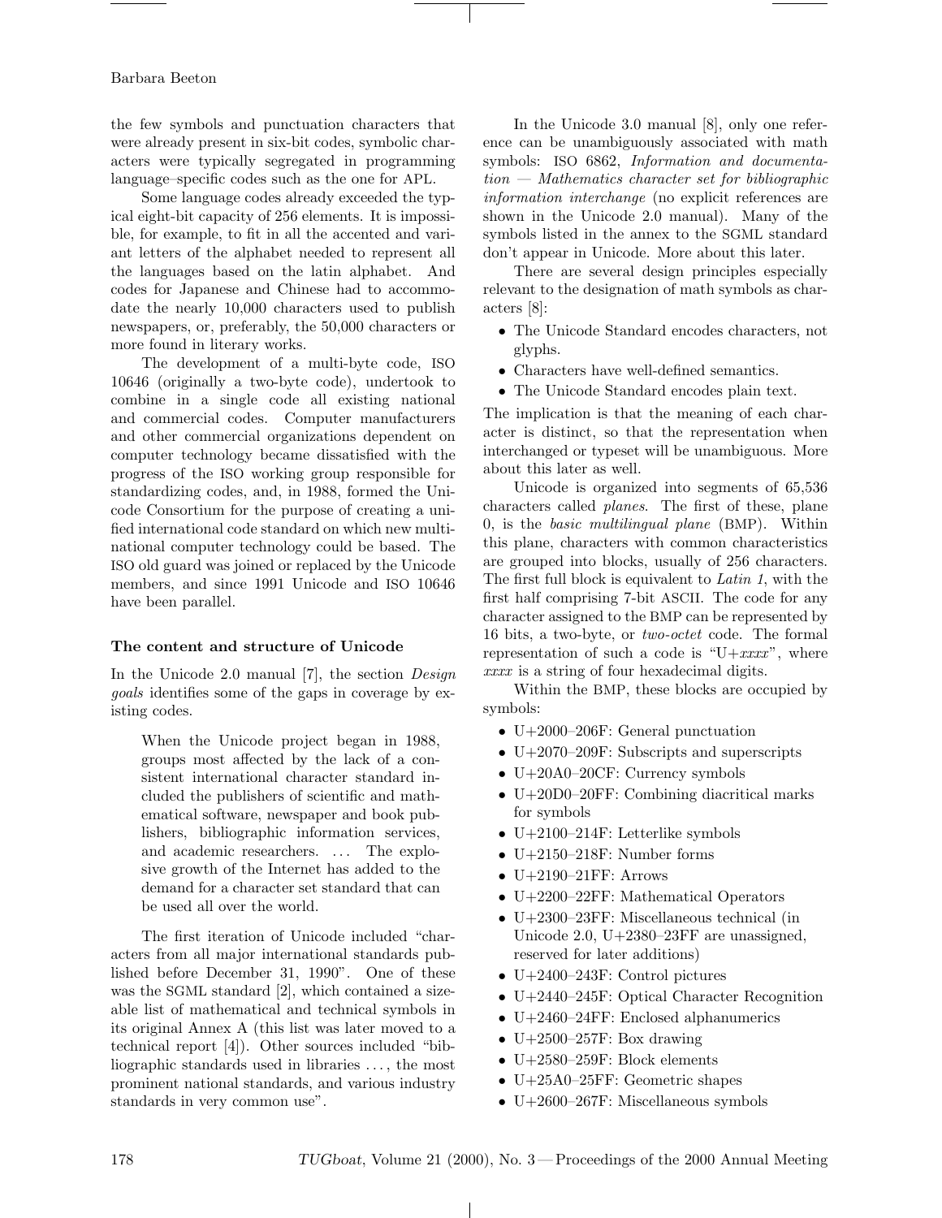the few symbols and punctuation characters that were already present in six-bit codes, symbolic characters were typically segregated in programming language–specific codes such as the one for APL.

Some language codes already exceeded the typical eight-bit capacity of 256 elements. It is impossible, for example, to fit in all the accented and variant letters of the alphabet needed to represent all the languages based on the latin alphabet. And codes for Japanese and Chinese had to accommodate the nearly 10,000 characters used to publish newspapers, or, preferably, the 50,000 characters or more found in literary works.

The development of a multi-byte code, ISO 10646 (originally a two-byte code), undertook to combine in a single code all existing national and commercial codes. Computer manufacturers and other commercial organizations dependent on computer technology became dissatisfied with the progress of the ISO working group responsible for standardizing codes, and, in 1988, formed the Unicode Consortium for the purpose of creating a unified international code standard on which new multinational computer technology could be based. The ISO old guard was joined or replaced by the Unicode members, and since 1991 Unicode and ISO 10646 have been parallel.

### The content and structure of Unicode

In the Unicode 2.0 manual [7], the section *Design goals* identifies some of the gaps in coverage by existing codes.

> When the Unicode project began in 1988, groups most affected by the lack of a consistent international character standard included the publishers of scientific and mathematical software, newspaper and book publishers, bibliographic information services, and academic researchers. ... The explosive growth of the Internet has added to the demand for a character set standard that can be used all over the world.

The first iteration of Unicode included "characters from all major international standards published before December 31, 1990". One of these was the SGML standard [2], which contained a sizeable list of mathematical and technical symbols in its original Annex A (this list was later moved to a technical report [4]). Other sources included "bibliographic standards used in libraries ..., the most prominent national standards, and various industry standards in very common use".

In the Unicode 3.0 manual [8], only one reference can be unambiguously associated with math symbols: ISO 6862, *Information and documentation — Mathematics character set for bibliographic information interchange* (no explicit references are shown in the Unicode 2.0 manual). Many of the symbols listed in the annex to the SGML standard don't appear in Unicode. More about this later.

There are several design principles especially relevant to the designation of math symbols as characters [8]:

- The Unicode Standard encodes characters, not glyphs.
- Characters have well-defined semantics.
- The Unicode Standard encodes plain text.

The implication is that the meaning of each character is distinct, so that the representation when interchanged or typeset will be unambiguous. More about this later as well.

Unicode is organized into segments of 65,536 characters called *planes*. The first of these, plane 0, is the *basic multilingual plane* (BMP). Within this plane, characters with common characteristics are grouped into blocks, usually of 256 characters. The first full block is equivalent to *Latin 1*, with the first half comprising 7-bit ASCII. The code for any character assigned to the BMP can be represented by 16 bits, a two-byte, or *two-octet* code. The formal representation of such a code is "U+*xxxx*", where *xxxx* is a string of four hexadecimal digits.

Within the BMP, these blocks are occupied by symbols:

- U+2000–206F: General punctuation
- U+2070–209F: Subscripts and superscripts
- U+20A0–20CF: Currency symbols
- U+20D0–20FF: Combining diacritical marks for symbols
- U+2100–214F: Letterlike symbols
- U+2150–218F: Number forms
- U+2190–21FF: Arrows
- U+2200–22FF: Mathematical Operators
- U+2300–23FF: Miscellaneous technical (in Unicode 2.0, U+2380–23FF are unassigned, reserved for later additions)
- U+2400–243F: Control pictures
- U+2440–245F: Optical Character Recognition
- U+2460–24FF: Enclosed alphanumerics
- U+2500–257F: Box drawing
- U+2580–259F: Block elements
- U+25A0–25FF: Geometric shapes
- U+2600–267F: Miscellaneous symbols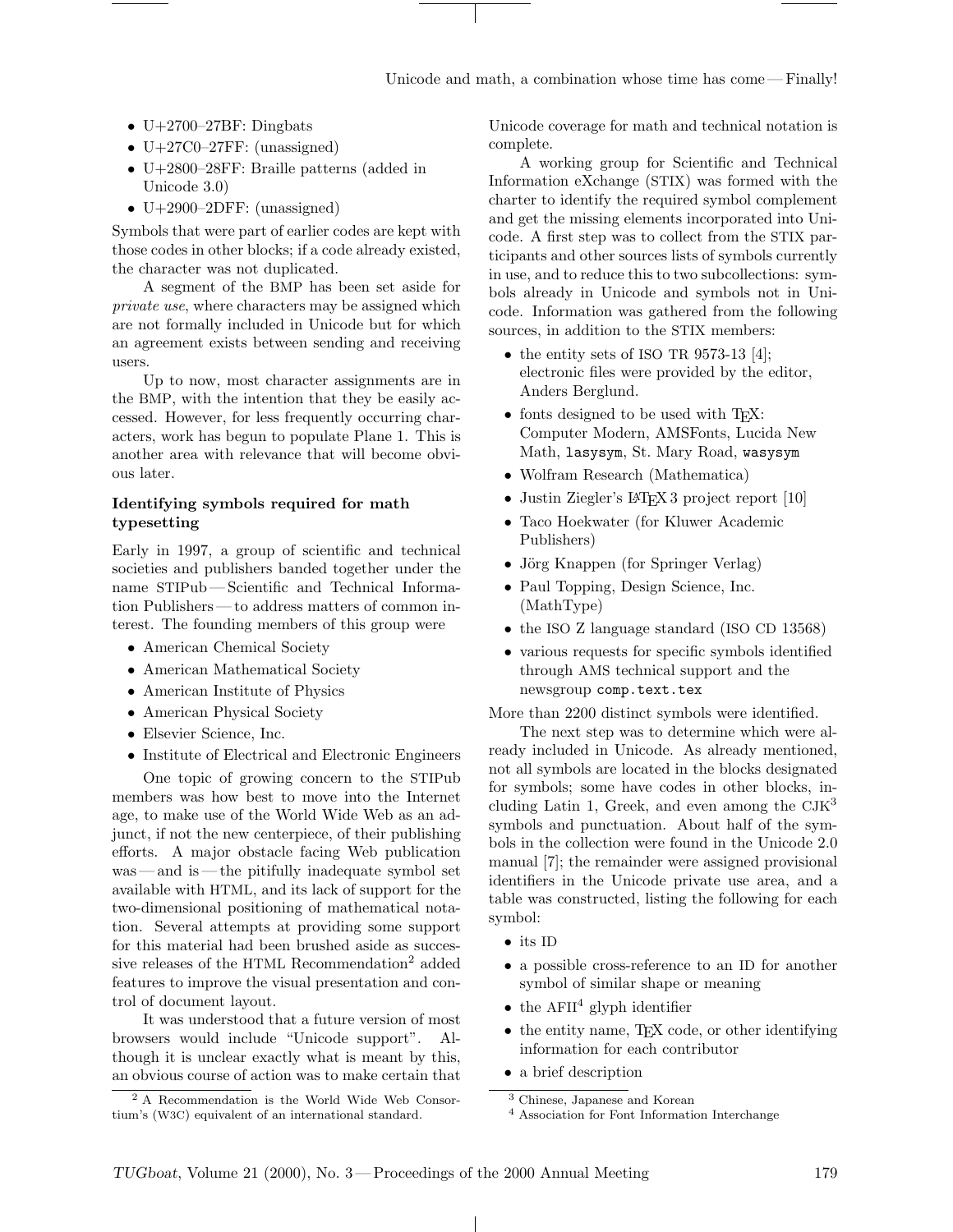- U+2700–27BF: Dingbats
- U+27C0–27FF: (unassigned)
- U+2800–28FF: Braille patterns (added in Unicode 3.0)
- U+2900–2DFF: (unassigned)

Symbols that were part of earlier codes are kept with those codes in other blocks; if a code already existed, the character was not duplicated.

A segment of the BMP has been set aside for *private use*, where characters may be assigned which are not formally included in Unicode but for which an agreement exists between sending and receiving users.

Up to now, most character assignments are in the BMP, with the intention that they be easily accessed. However, for less frequently occurring characters, work has begun to populate Plane 1. This is another area with relevance that will become obvious later.

### Identifying symbols required for math typesetting

Early in 1997, a group of scientific and technical societies and publishers banded together under the name STIPub — Scientific and Technical Information Publishers — to address matters of common interest. The founding members of this group were

- American Chemical Society
- American Mathematical Society
- American Institute of Physics
- American Physical Society
- Elsevier Science, Inc.
- Institute of Electrical and Electronic Engineers

One topic of growing concern to the STIPub members was how best to move into the Internet age, to make use of the World Wide Web as an adjunct, if not the new centerpiece, of their publishing efforts. A major obstacle facing Web publication was — and is — the pitifully inadequate symbol set available with HTML, and its lack of support for the two-dimensional positioning of mathematical notation. Several attempts at providing some support for this material had been brushed aside as successive releases of the HTML Recommendation[2] added features to improve the visual presentation and control of document layout.

It was understood that a future version of most browsers would include "Unicode support". Although it is unclear exactly what is meant by this, an obvious course of action was to make certain that Unicode coverage for math and technical notation is complete.

A working group for Scientific and Technical Information eXchange (STIX) was formed with the charter to identify the required symbol complement and get the missing elements incorporated into Unicode. A first step was to collect from the STIX participants and other sources lists of symbols currently in use, and to reduce this to two subcollections: symbols already in Unicode and symbols not in Unicode. Information was gathered from the following sources, in addition to the STIX members:

- the entity sets of ISO TR 9573-13 [4]; electronic files were provided by the editor, Anders Berglund.
- fonts designed to be used with TeX: Computer Modern, AMSFonts, Lucida New Math, `lasysym`, St. Mary Road, `wasysym`
- Wolfram Research (Mathematica)
- Justin Ziegler's LaTeX 3 project report [10]
- Taco Hoekwater (for Kluwer Academic Publishers)
- Jörg Knappen (for Springer Verlag)
- Paul Topping, Design Science, Inc. (MathType)
- the ISO Z language standard (ISO CD 13568)
- various requests for specific symbols identified through AMS technical support and the newsgroup `comp.text.tex`

More than 2200 distinct symbols were identified.

The next step was to determine which were already included in Unicode. As already mentioned, not all symbols are located in the blocks designated for symbols; some have codes in other blocks, including Latin 1, Greek, and even among the CJK[3] symbols and punctuation. About half of the symbols in the collection were found in the Unicode 2.0 manual [7]; the remainder were assigned provisional identifiers in the Unicode private use area, and a table was constructed, listing the following for each symbol:

- its ID
- a possible cross-reference to an ID for another symbol of similar shape or meaning
- the AFII[4] glyph identifier
- the entity name, TeX code, or other identifying information for each contributor
- a brief description

[2] A Recommendation is the World Wide Web Consortium's (W3C) equivalent of an international standard.

[3] Chinese, Japanese and Korean

[4] Association for Font Information Interchange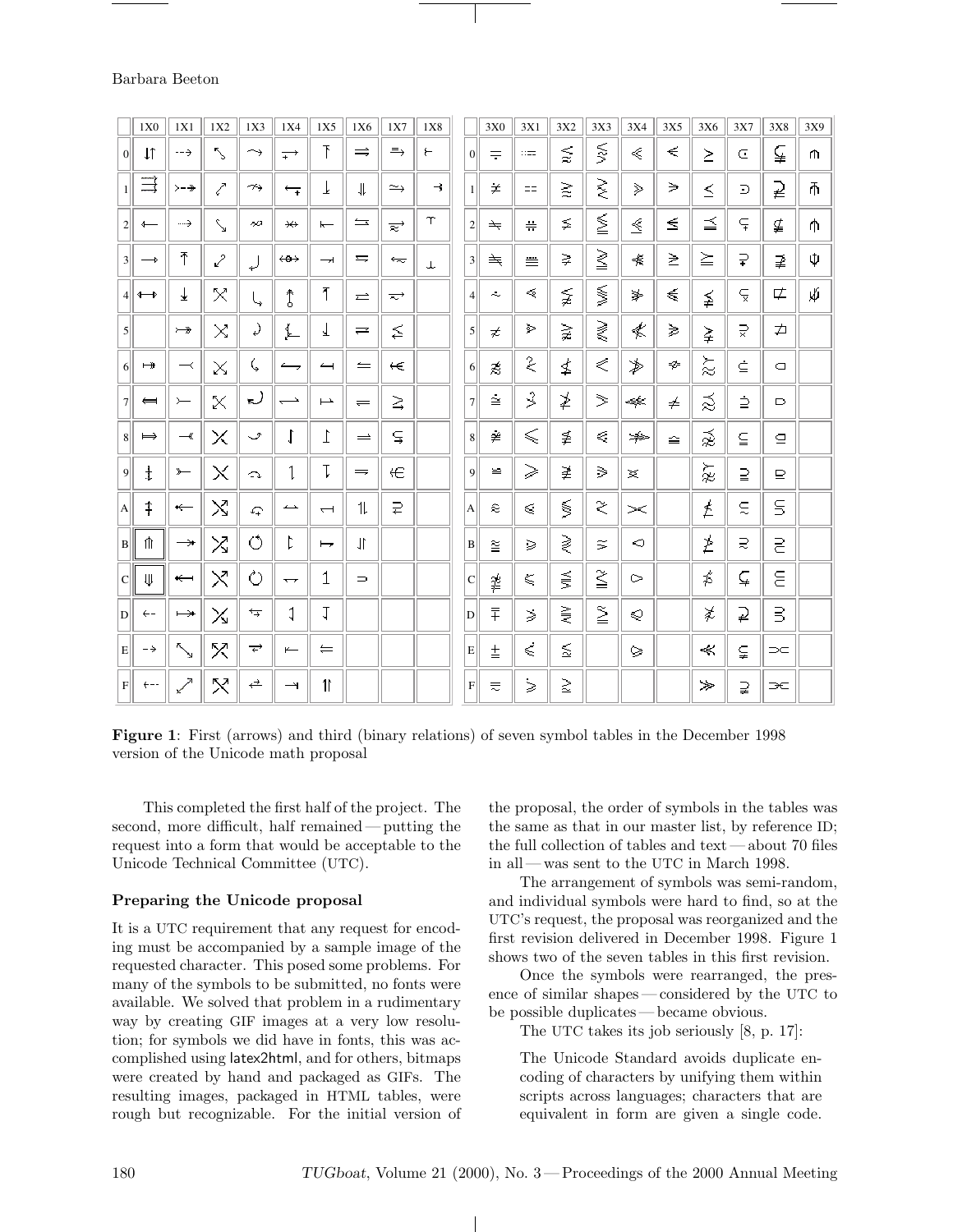**Figure 1**: First (arrows) and third (binary relations) of seven symbol tables in the December 1998 version of the Unicode math proposal

This completed the first half of the project. The second, more difficult, half remained — putting the request into a form that would be acceptable to the Unicode Technical Committee (UTC).

### Preparing the Unicode proposal

It is a UTC requirement that any request for encoding must be accompanied by a sample image of the requested character. This posed some problems. For many of the symbols to be submitted, no fonts were available. We solved that problem in a rudimentary way by creating GIF images at a very low resolution; for symbols we did have in fonts, this was accomplished using latex2html, and for others, bitmaps were created by hand and packaged as GIFs. The resulting images, packaged in HTML tables, were rough but recognizable. For the initial version of the proposal, the order of symbols in the tables was the same as that in our master list, by reference ID; the full collection of tables and text — about 70 files in all — was sent to the UTC in March 1998.

The arrangement of symbols was semi-random, and individual symbols were hard to find, so at the UTC's request, the proposal was reorganized and the first revision delivered in December 1998. Figure 1 shows two of the seven tables in this first revision.

Once the symbols were rearranged, the presence of similar shapes — considered by the UTC to be possible duplicates — became obvious.

The UTC takes its job seriously [8, p. 17]:

> The Unicode Standard avoids duplicate encoding of characters by unifying them within scripts across languages; characters that are equivalent in form are given a single code.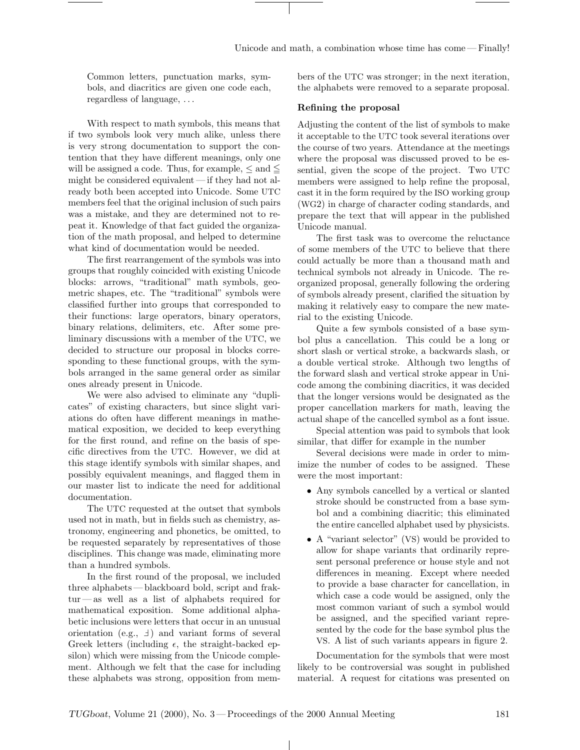Common letters, punctuation marks, symbols, and diacritics are given one code each, regardless of language, ...

With respect to math symbols, this means that if two symbols look very much alike, unless there is very strong documentation to support the contention that they have different meanings, only one will be assigned a code. Thus, for example, $\leq$ and $\leqq$ might be considered equivalent — if they had not already both been accepted into Unicode. Some UTC members feel that the original inclusion of such pairs was a mistake, and they are determined not to repeat it. Knowledge of that fact guided the organization of the math proposal, and helped to determine what kind of documentation would be needed.

The first rearrangement of the symbols was into groups that roughly coincided with existing Unicode blocks: arrows, "traditional" math symbols, geometric shapes, etc. The "traditional" symbols were classified further into groups that corresponded to their functions: large operators, binary operators, binary relations, delimiters, etc. After some preliminary discussions with a member of the UTC, we decided to structure our proposal in blocks corresponding to these functional groups, with the symbols arranged in the same general order as similar ones already present in Unicode.

We were also advised to eliminate any "duplicates" of existing characters, but since slight variations do often have different meanings in mathematical exposition, we decided to keep everything for the first round, and refine on the basis of specific directives from the UTC. However, we did at this stage identify symbols with similar shapes, and possibly equivalent meanings, and flagged them in our master list to indicate the need for additional documentation.

The UTC requested at the outset that symbols used not in math, but in fields such as chemistry, astronomy, engineering and phonetics, be omitted, to be requested separately by representatives of those disciplines. This change was made, eliminating more than a hundred symbols.

In the first round of the proposal, we included three alphabets — blackboard bold, script and fraktur — as well as a list of alphabets required for mathematical exposition. Some additional alphabetic inclusions were letters that occur in an unusual orientation (e.g., ⅎ) and variant forms of several Greek letters (including $\epsilon$, the straight-backed epsilon) which were missing from the Unicode complement. Although we felt that the case for including these alphabets was strong, opposition from members of the UTC was stronger; in the next iteration, the alphabets were removed to a separate proposal.

**Refining the proposal**

Adjusting the content of the list of symbols to make it acceptable to the UTC took several iterations over the course of two years. Attendance at the meetings where the proposal was discussed proved to be essential, given the scope of the project. Two UTC members were assigned to help refine the proposal, cast it in the form required by the ISO working group (WG2) in charge of character coding standards, and prepare the text that will appear in the published Unicode manual.

The first task was to overcome the reluctance of some members of the UTC to believe that there could actually be more than a thousand math and technical symbols not already in Unicode. The reorganized proposal, generally following the ordering of symbols already present, clarified the situation by making it relatively easy to compare the new material to the existing Unicode.

Quite a few symbols consisted of a base symbol plus a cancellation. This could be a long or short slash or vertical stroke, a backwards slash, or a double vertical stroke. Although two lengths of the forward slash and vertical stroke appear in Unicode among the combining diacritics, it was decided that the longer versions would be designated as the proper cancellation markers for math, leaving the actual shape of the cancelled symbol as a font issue.

Special attention was paid to symbols that look similar, that differ for example in the number

Several decisions were made in order to mimimize the number of codes to be assigned. These were the most important:

- Any symbols cancelled by a vertical or slanted stroke should be constructed from a base symbol and a combining diacritic; this eliminated the entire cancelled alphabet used by physicists.
- A "variant selector" (VS) would be provided to allow for shape variants that ordinarily represent personal preference or house style and not differences in meaning. Except where needed to provide a base character for cancellation, in which case a code would be assigned, only the most common variant of such a symbol would be assigned, and the specified variant represented by the code for the base symbol plus the VS. A list of such variants appears in figure 2.

Documentation for the symbols that were most likely to be controversial was sought in published material. A request for citations was presented on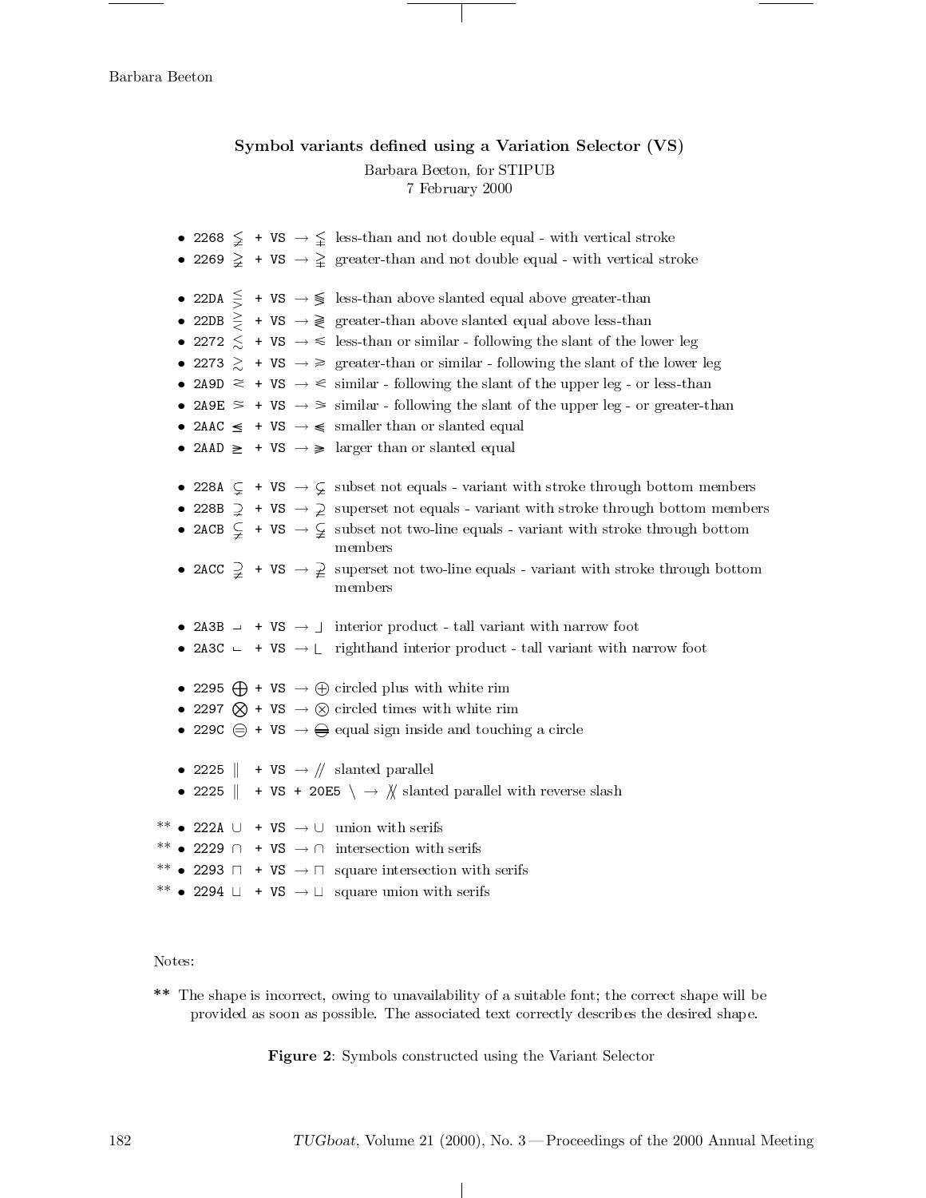## Symbol variants defined using a Variation Selector (VS)

Barbara Beeton, for STIPUB
7 February 2000

- `2268` ≨ `+ VS` → ≨︀ less-than and not double equal - with vertical stroke
- `2269` ≩ `+ VS` → ≩︀ greater-than and not double equal - with vertical stroke

- `22DA` ⋚ `+ VS` → ⋚︀ less-than above slanted equal above greater-than
- `22DB` ⋛ `+ VS` → ⋛︀ greater-than above slanted equal above less-than
- `2272` ≲ `+ VS` → ≲︀ less-than or similar - following the slant of the lower leg
- `2273` ≳ `+ VS` → ≳︀ greater-than or similar - following the slant of the lower leg
- `2A9D` ⪝ `+ VS` → ⪝︀ similar - following the slant of the upper leg - or less-than
- `2A9E` ⪞ `+ VS` → ⪞︀ similar - following the slant of the upper leg - or greater-than
- `2AAC` ⪬ `+ VS` → ⪬︀ smaller than or slanted equal
- `2AAD` ⪭ `+ VS` → ⪭︀ larger than or slanted equal

- `228A` ⊊ `+ VS` → ⊊︀ subset not equals - variant with stroke through bottom members
- `228B` ⊋ `+ VS` → ⊋︀ superset not equals - variant with stroke through bottom members
- `2ACB` ⫋ `+ VS` → ⫋︀ subset not two-line equals - variant with stroke through bottom members
- `2ACC` ⫌ `+ VS` → ⫌︀ superset not two-line equals - variant with stroke through bottom members

- `2A3B` ⨻ `+ VS` → ⨻︀ interior product - tall variant with narrow foot
- `2A3C` ⨼ `+ VS` → ⨼︀ righthand interior product - tall variant with narrow foot

- `2295` ⊕ `+ VS` → ⊕︀ circled plus with white rim
- `2297` ⊗ `+ VS` → ⊗︀ circled times with white rim
- `229C` ⊜ `+ VS` → ⊜︀ equal sign inside and touching a circle

- `2225` ∥ `+ VS` → ∥︀ slanted parallel
- `2225` ∥ `+ VS + 20E5` \ → ∥︀⃥ slanted parallel with reverse slash

- ** `222A` ∪ `+ VS` → ∪︀ union with serifs
- ** `2229` ∩ `+ VS` → ∩︀ intersection with serifs
- ** `2293` ⊓ `+ VS` → ⊓︀ square intersection with serifs
- ** `2294` ⊔ `+ VS` → ⊔︀ square union with serifs

Notes:

** The shape is incorrect, owing to unavailability of a suitable font; the correct shape will be provided as soon as possible. The associated text correctly describes the desired shape.

**Figure 2**: Symbols constructed using the Variant Selector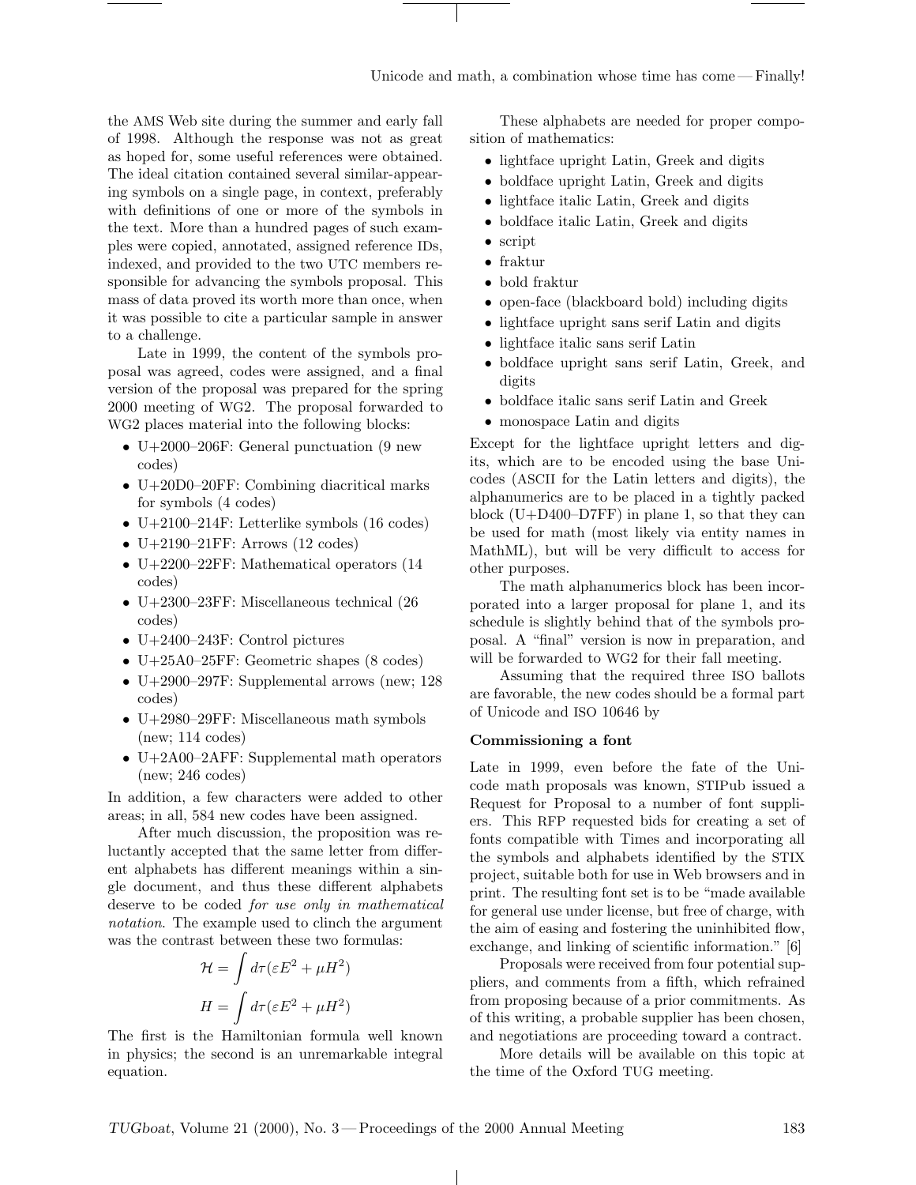the AMS Web site during the summer and early fall of 1998. Although the response was not as great as hoped for, some useful references were obtained. The ideal citation contained several similar-appearing symbols on a single page, in context, preferably with definitions of one or more of the symbols in the text. More than a hundred pages of such examples were copied, annotated, assigned reference IDs, indexed, and provided to the two UTC members responsible for advancing the symbols proposal. This mass of data proved its worth more than once, when it was possible to cite a particular sample in answer to a challenge.

Late in 1999, the content of the symbols proposal was agreed, codes were assigned, and a final version of the proposal was prepared for the spring 2000 meeting of WG2. The proposal forwarded to WG2 places material into the following blocks:

- U+2000–206F: General punctuation (9 new codes)
- U+20D0–20FF: Combining diacritical marks for symbols (4 codes)
- U+2100–214F: Letterlike symbols (16 codes)
- U+2190–21FF: Arrows (12 codes)
- U+2200–22FF: Mathematical operators (14 codes)
- U+2300–23FF: Miscellaneous technical (26 codes)
- U+2400–243F: Control pictures
- U+25A0–25FF: Geometric shapes (8 codes)
- U+2900–297F: Supplemental arrows (new; 128 codes)
- U+2980–29FF: Miscellaneous math symbols (new; 114 codes)
- U+2A00–2AFF: Supplemental math operators (new; 246 codes)

In addition, a few characters were added to other areas; in all, 584 new codes have been assigned.

After much discussion, the proposition was reluctantly accepted that the same letter from different alphabets has different meanings within a single document, and thus these different alphabets deserve to be coded *for use only in mathematical notation*. The example used to clinch the argument was the contrast between these two formulas:

$$\mathcal{H} = \int d\tau(\varepsilon E^2 + \mu H^2)$$

$$H = \int d\tau(\varepsilon E^2 + \mu H^2)$$

The first is the Hamiltonian formula well known in physics; the second is an unremarkable integral equation.

These alphabets are needed for proper composition of mathematics:

- lightface upright Latin, Greek and digits
- boldface upright Latin, Greek and digits
- lightface italic Latin, Greek and digits
- boldface italic Latin, Greek and digits
- script
- fraktur
- bold fraktur
- open-face (blackboard bold) including digits
- lightface upright sans serif Latin and digits
- lightface italic sans serif Latin
- boldface upright sans serif Latin, Greek, and digits
- boldface italic sans serif Latin and Greek
- monospace Latin and digits

Except for the lightface upright letters and digits, which are to be encoded using the base Unicodes (ASCII for the Latin letters and digits), the alphanumerics are to be placed in a tightly packed block (U+D400–D7FF) in plane 1, so that they can be used for math (most likely via entity names in MathML), but will be very difficult to access for other purposes.

The math alphanumerics block has been incorporated into a larger proposal for plane 1, and its schedule is slightly behind that of the symbols proposal. A "final" version is now in preparation, and will be forwarded to WG2 for their fall meeting.

Assuming that the required three ISO ballots are favorable, the new codes should be a formal part of Unicode and ISO 10646 by

## Commissioning a font

Late in 1999, even before the fate of the Unicode math proposals was known, STIPub issued a Request for Proposal to a number of font suppliers. This RFP requested bids for creating a set of fonts compatible with Times and incorporating all the symbols and alphabets identified by the STIX project, suitable both for use in Web browsers and in print. The resulting font set is to be "made available for general use under license, but free of charge, with the aim of easing and fostering the uninhibited flow, exchange, and linking of scientific information." [6]

Proposals were received from four potential suppliers, and comments from a fifth, which refrained from proposing because of a prior commitments. As of this writing, a probable supplier has been chosen, and negotiations are proceeding toward a contract.

More details will be available on this topic at the time of the Oxford TUG meeting.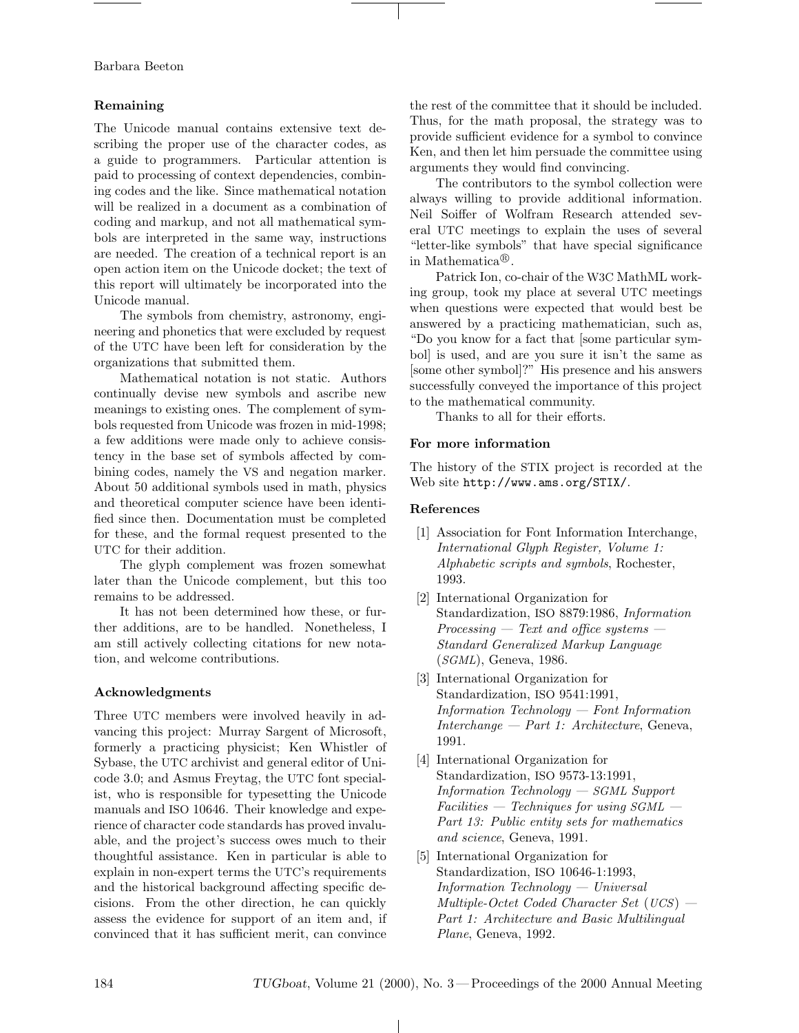### Remaining

The Unicode manual contains extensive text describing the proper use of the character codes, as a guide to programmers. Particular attention is paid to processing of context dependencies, combining codes and the like. Since mathematical notation will be realized in a document as a combination of coding and markup, and not all mathematical symbols are interpreted in the same way, instructions are needed. The creation of a technical report is an open action item on the Unicode docket; the text of this report will ultimately be incorporated into the Unicode manual.

The symbols from chemistry, astronomy, engineering and phonetics that were excluded by request of the UTC have been left for consideration by the organizations that submitted them.

Mathematical notation is not static. Authors continually devise new symbols and ascribe new meanings to existing ones. The complement of symbols requested from Unicode was frozen in mid-1998; a few additions were made only to achieve consistency in the base set of symbols affected by combining codes, namely the VS and negation marker. About 50 additional symbols used in math, physics and theoretical computer science have been identified since then. Documentation must be completed for these, and the formal request presented to the UTC for their addition.

The glyph complement was frozen somewhat later than the Unicode complement, but this too remains to be addressed.

It has not been determined how these, or further additions, are to be handled. Nonetheless, I am still actively collecting citations for new notation, and welcome contributions.

### Acknowledgments

Three UTC members were involved heavily in advancing this project: Murray Sargent of Microsoft, formerly a practicing physicist; Ken Whistler of Sybase, the UTC archivist and general editor of Unicode 3.0; and Asmus Freytag, the UTC font specialist, who is responsible for typesetting the Unicode manuals and ISO 10646. Their knowledge and experience of character code standards has proved invaluable, and the project's success owes much to their thoughtful assistance. Ken in particular is able to explain in non-expert terms the UTC's requirements and the historical background affecting specific decisions. From the other direction, he can quickly assess the evidence for support of an item and, if convinced that it has sufficient merit, can convince the rest of the committee that it should be included. Thus, for the math proposal, the strategy was to provide sufficient evidence for a symbol to convince Ken, and then let him persuade the committee using arguments they would find convincing.

The contributors to the symbol collection were always willing to provide additional information. Neil Soiffer of Wolfram Research attended several UTC meetings to explain the uses of several "letter-like symbols" that have special significance in Mathematica®.

Patrick Ion, co-chair of the W3C MathML working group, took my place at several UTC meetings when questions were expected that would best be answered by a practicing mathematician, such as, "Do you know for a fact that [some particular symbol] is used, and are you sure it isn't the same as [some other symbol]?" His presence and his answers successfully conveyed the importance of this project to the mathematical community.

Thanks to all for their efforts.

### For more information

The history of the STIX project is recorded at the Web site `http://www.ams.org/STIX/`.

### References

[1] Association for Font Information Interchange, *International Glyph Register, Volume 1: Alphabetic scripts and symbols*, Rochester, 1993.

[2] International Organization for Standardization, ISO 8879:1986, *Information Processing — Text and office systems — Standard Generalized Markup Language (SGML)*, Geneva, 1986.

[3] International Organization for Standardization, ISO 9541:1991, *Information Technology — Font Information Interchange — Part 1: Architecture*, Geneva, 1991.

[4] International Organization for Standardization, ISO 9573-13:1991, *Information Technology — SGML Support Facilities — Techniques for using SGML — Part 13: Public entity sets for mathematics and science*, Geneva, 1991.

[5] International Organization for Standardization, ISO 10646-1:1993, *Information Technology — Universal Multiple-Octet Coded Character Set (UCS) — Part 1: Architecture and Basic Multilingual Plane*, Geneva, 1992.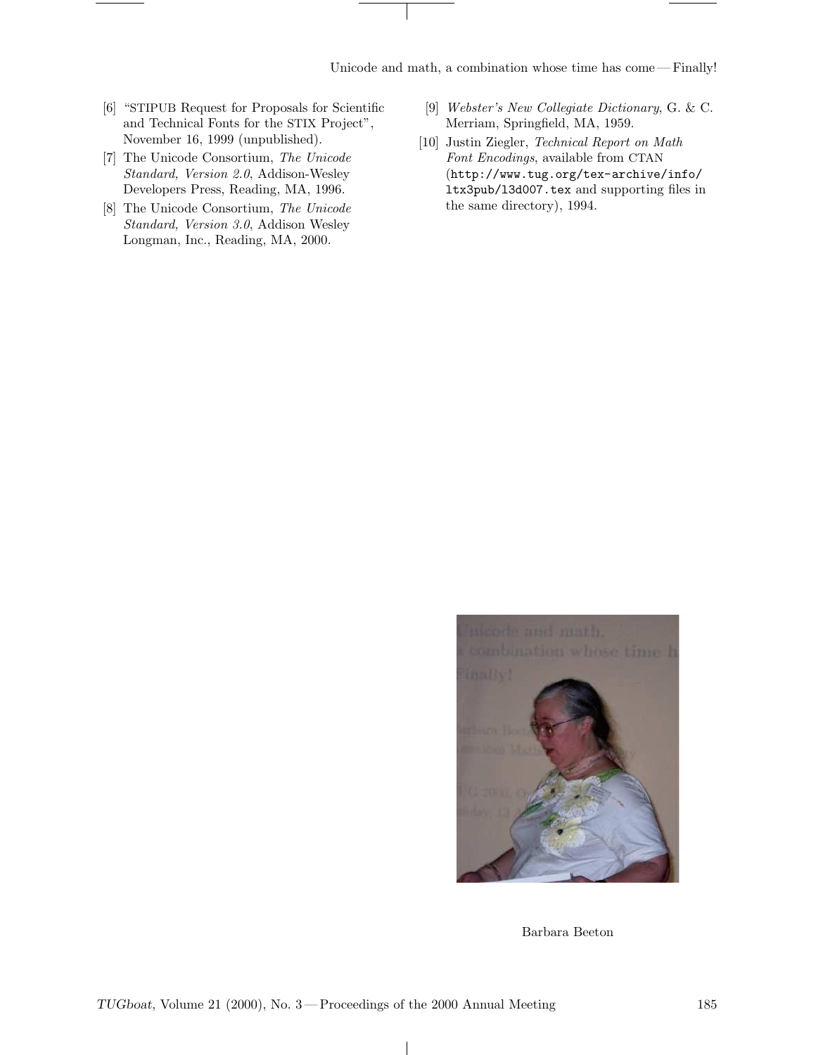[6] "STIPUB Request for Proposals for Scientific and Technical Fonts for the STIX Project", November 16, 1999 (unpublished).

[7] The Unicode Consortium, *The Unicode Standard, Version 2.0*, Addison-Wesley Developers Press, Reading, MA, 1996.

[8] The Unicode Consortium, *The Unicode Standard, Version 3.0*, Addison Wesley Longman, Inc., Reading, MA, 2000.

[9] *Webster's New Collegiate Dictionary*, G. & C. Merriam, Springfield, MA, 1959.

[10] Justin Ziegler, *Technical Report on Math Font Encodings*, available from CTAN (`http://www.tug.org/tex-archive/info/ltx3pub/l3d007.tex` and supporting files in the same directory), 1994.

Barbara Beeton